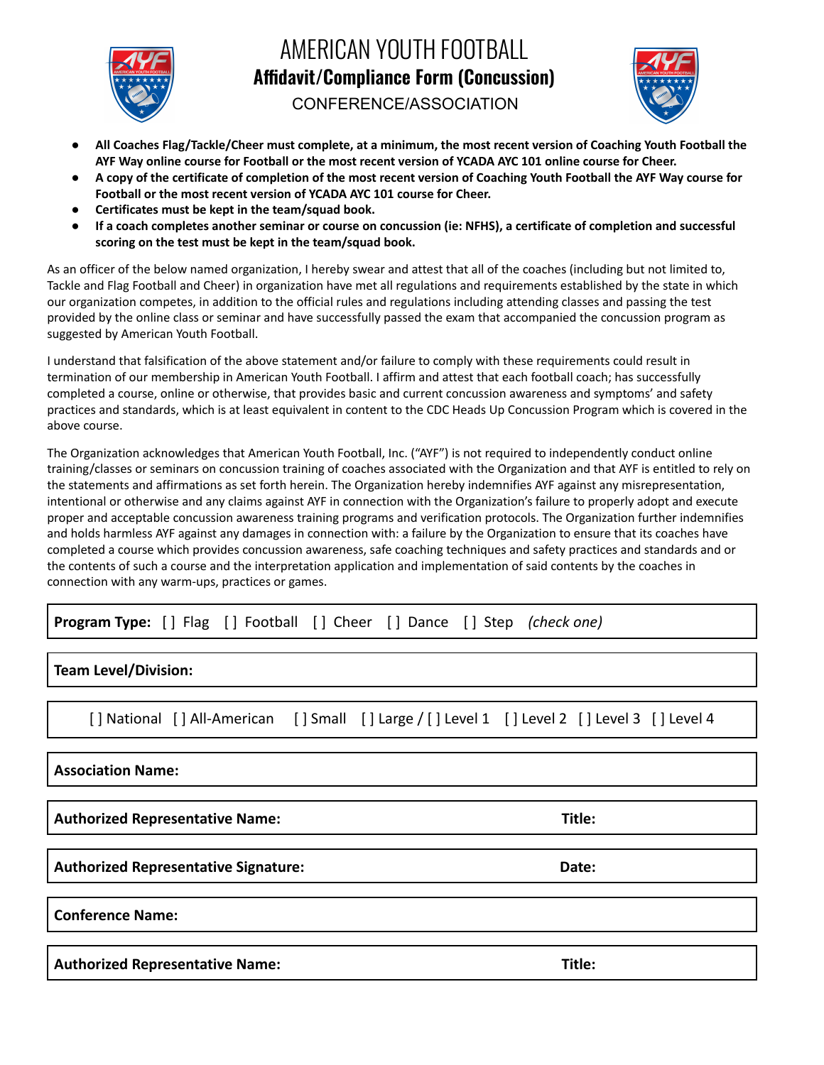# AMERICAN YOUTH FOOTBALL

## Affidavit/Compliance Form (Concussion)

### CONFERENCE/ASSOCIATION

- **All Coaches Flag/Tackle/Cheer must complete, at a minimum, the most recent version of Coaching Youth Football the AYF Way online course for Football or the most recent version of YCADA AYC 101 online course for Cheer.**
- **A copy of the certificate of completion of the most recent version of Coaching Youth Football the AYF Way course for Football or the most recent version of YCADA AYC 101 course for Cheer.**
- **Certificates must be kept in the team/squad book.**
- **If a coach completes another seminar or course on concussion (ie: NFHS), a certificate of completion and successful scoring on the test must be kept in the team/squad book.**

As an officer of the below named organization, I hereby swear and attest that all of the coaches (including but not limited to, Tackle and Flag Football and Cheer) in organization have met all regulations and requirements established by the state in which our organization competes, in addition to the official rules and regulations including attending classes and passing the test provided by the online class or seminar and have successfully passed the exam that accompanied the concussion program as suggested by American Youth Football.

I understand that falsification of the above statement and/or failure to comply with these requirements could result in termination of our membership in American Youth Football. I affirm and attest that each football coach; has successfully completed a course, online or otherwise, that provides basic and current concussion awareness and symptoms' and safety practices and standards, which is at least equivalent in content to the CDC Heads Up Concussion Program which is covered in the above course.

The Organization acknowledges that American Youth Football, Inc. ("AYF") is not required to independently conduct online training/classes or seminars on concussion training of coaches associated with the Organization and that AYF is entitled to rely on the statements and affirmations as set forth herein. The Organization hereby indemnifies AYF against any misrepresentation, intentional or otherwise and any claims against AYF in connection with the Organization's failure to properly adopt and execute proper and acceptable concussion awareness training programs and verification protocols. The Organization further indemnifies and holds harmless AYF against any damages in connection with: a failure by the Organization to ensure that its coaches have completed a course which provides concussion awareness, safe coaching techniques and safety practices and standards and or the contents of such a course and the interpretation application and implementation of said contents by the coaches in connection with any warm-ups, practices or games.

**Program Type:** [ ] Flag [ ] Football [ ] Cheer [ ] Dance [ ] Step *(check one)*

**Team Level/Division:**

[ ] National [ ] All-American [ ] Small [ ] Large / [ ] Level 1 [ ] Level 2 [ ] Level 3 [ ] Level 4

**Association Name:**

**Authorized Representative Name:** **Title:**

**Authorized Representative Signature:** **Date:**

**Conference Name:**

**Authorized Representative Name:** **Title:**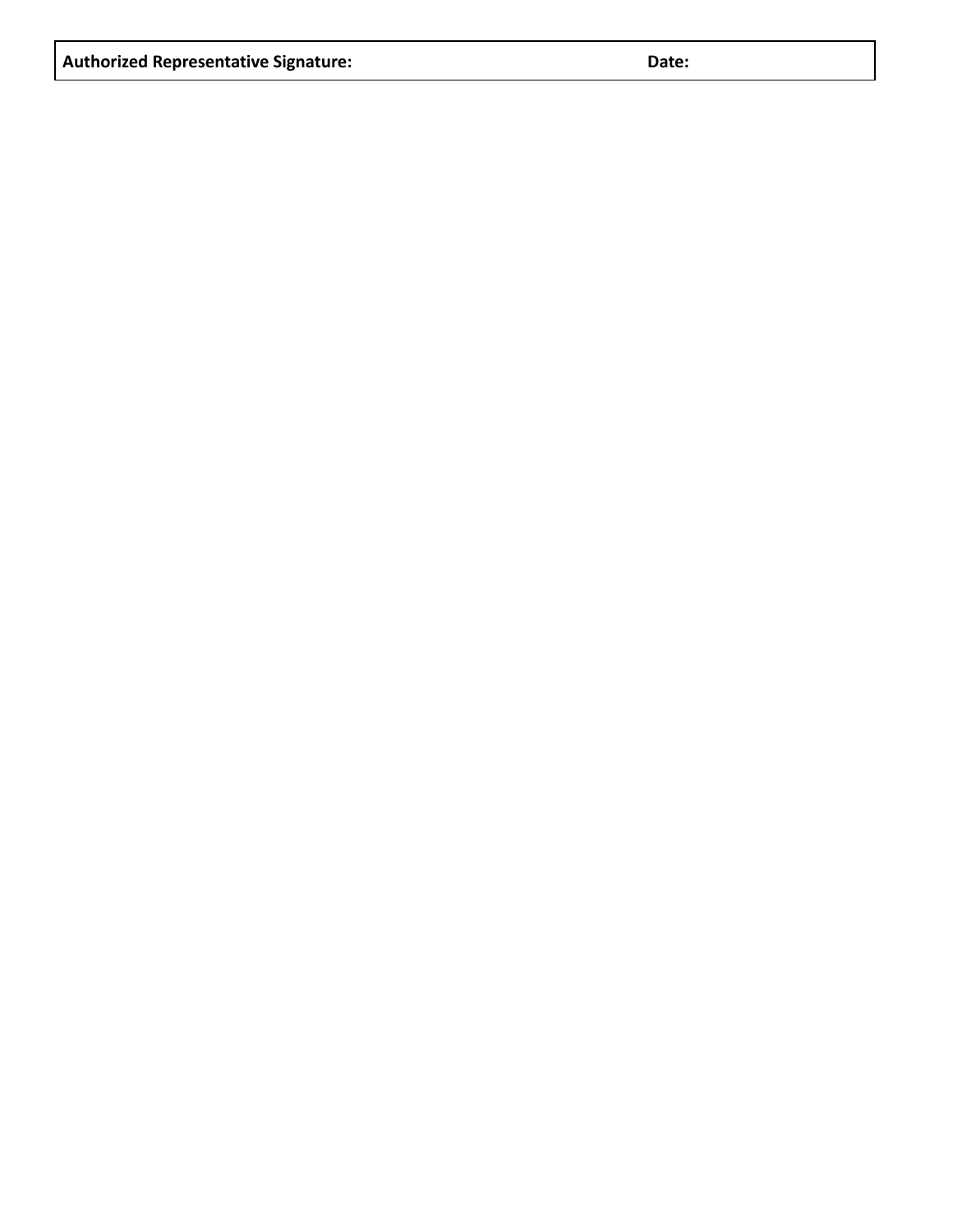| | |
| --- | --- |
| **Authorized Representative Signature:** | **Date:** |